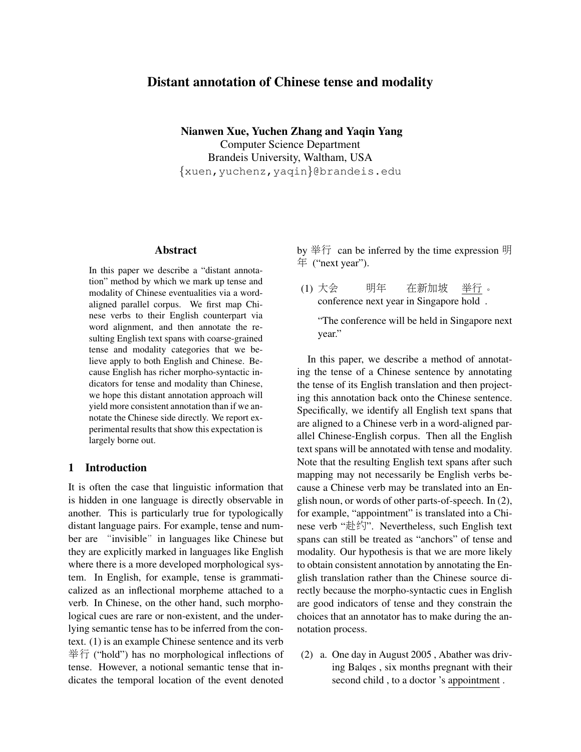# Distant annotation of Chinese tense and modality

**Nianwen Xue, Yuchen Zhang and Yaqin Yang**
Computer Science Department
Brandeis University, Waltham, USA
{xuen,yuchenz,yaqin}@brandeis.edu

## Abstract

In this paper we describe a "distant annotation" method by which we mark up tense and modality of Chinese eventualities via a word-aligned parallel corpus. We first map Chinese verbs to their English counterpart via word alignment, and then annotate the resulting English text spans with coarse-grained tense and modality categories that we believe apply to both English and Chinese. Because English has richer morpho-syntactic indicators for tense and modality than Chinese, we hope this distant annotation approach will yield more consistent annotation than if we annotate the Chinese side directly. We report experimental results that show this expectation is largely borne out.

## 1 Introduction

It is often the case that linguistic information that is hidden in one language is directly observable in another. This is particularly true for typologically distant language pairs. For example, tense and number are "invisible" in languages like Chinese but they are explicitly marked in languages like English where there is a more developed morphological system. In English, for example, tense is grammaticalized as an inflectional morpheme attached to a verb. In Chinese, on the other hand, such morphological cues are rare or non-existent, and the underlying semantic tense has to be inferred from the context. (1) is an example Chinese sentence and its verb 举行 ("hold") has no morphological inflections of tense. However, a notional semantic tense that indicates the temporal location of the event denoted by 举行 can be inferred by the time expression 明年 ("next year").

(1) 大会 明年 在新加坡 举行 。
conference next year in Singapore hold .

"The conference will be held in Singapore next year."

In this paper, we describe a method of annotating the tense of a Chinese sentence by annotating the tense of its English translation and then projecting this annotation back onto the Chinese sentence. Specifically, we identify all English text spans that are aligned to a Chinese verb in a word-aligned parallel Chinese-English corpus. Then all the English text spans will be annotated with tense and modality. Note that the resulting English text spans after such mapping may not necessarily be English verbs because a Chinese verb may be translated into an English noun, or words of other parts-of-speech. In (2), for example, "appointment" is translated into a Chinese verb "赴约". Nevertheless, such English text spans can still be treated as "anchors" of tense and modality. Our hypothesis is that we are more likely to obtain consistent annotation by annotating the English translation rather than the Chinese source directly because the morpho-syntactic cues in English are good indicators of tense and they constrain the choices that an annotator has to make during the annotation process.

(2) a. One day in August 2005 , Abather was driving Balqes , six months pregnant with their second child , to a doctor 's appointment .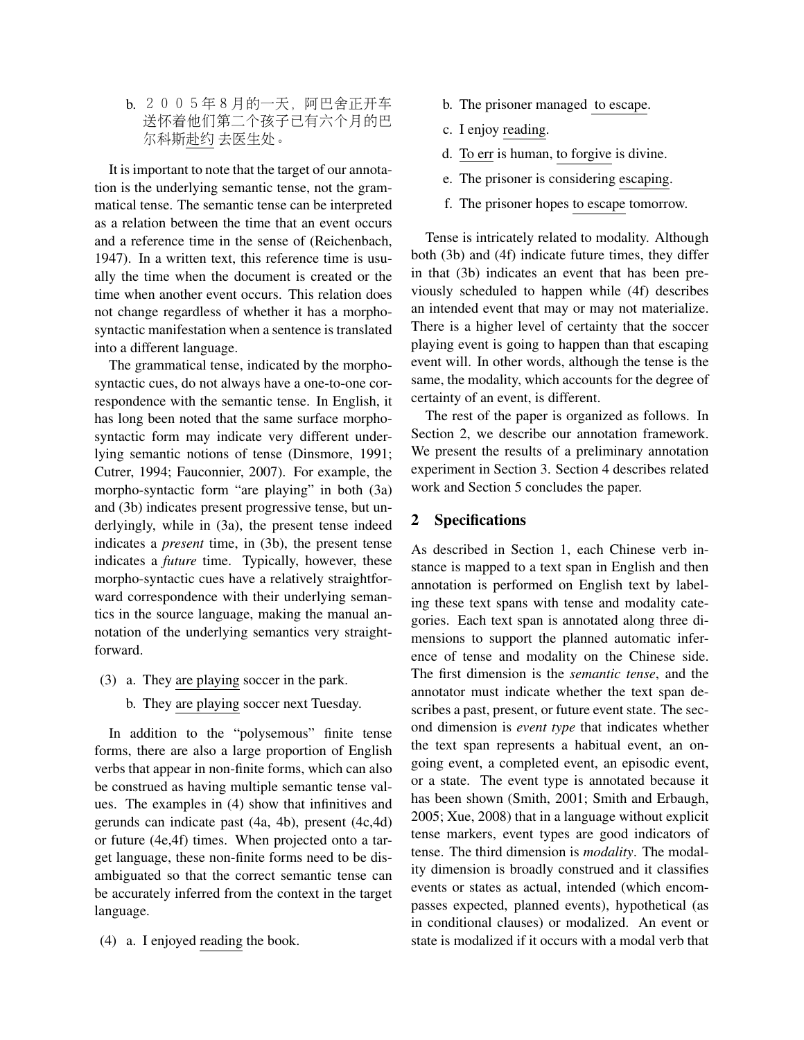b. ２００５年８月的一天，阿巴舍正开车送怀着他们第二个孩子已有六个月的巴尔科斯赴约 去医生处。

It is important to note that the target of our annotation is the underlying semantic tense, not the grammatical tense. The semantic tense can be interpreted as a relation between the time that an event occurs and a reference time in the sense of (Reichenbach, 1947). In a written text, this reference time is usually the time when the document is created or the time when another event occurs. This relation does not change regardless of whether it has a morpho-syntactic manifestation when a sentence is translated into a different language.

The grammatical tense, indicated by the morpho-syntactic cues, do not always have a one-to-one correspondence with the semantic tense. In English, it has long been noted that the same surface morpho-syntactic form may indicate very different underlying semantic notions of tense (Dinsmore, 1991; Cutrer, 1994; Fauconnier, 2007). For example, the morpho-syntactic form "are playing" in both (3a) and (3b) indicates present progressive tense, but underlyingly, while in (3a), the present tense indeed indicates a *present* time, in (3b), the present tense indicates a *future* time. Typically, however, these morpho-syntactic cues have a relatively straightforward correspondence with their underlying semantics in the source language, making the manual annotation of the underlying semantics very straightforward.

(3) a. They are playing soccer in the park.

b. They are playing soccer next Tuesday.

In addition to the "polysemous" finite tense forms, there are also a large proportion of English verbs that appear in non-finite forms, which can also be construed as having multiple semantic tense values. The examples in (4) show that infinitives and gerunds can indicate past (4a, 4b), present (4c,4d) or future (4e,4f) times. When projected onto a target language, these non-finite forms need to be disambiguated so that the correct semantic tense can be accurately inferred from the context in the target language.

(4) a. I enjoyed reading the book.

b. The prisoner managed to escape.

c. I enjoy reading.

d. To err is human, to forgive is divine.

e. The prisoner is considering escaping.

f. The prisoner hopes to escape tomorrow.

Tense is intricately related to modality. Although both (3b) and (4f) indicate future times, they differ in that (3b) indicates an event that has been previously scheduled to happen while (4f) describes an intended event that may or may not materialize. There is a higher level of certainty that the soccer playing event is going to happen than that escaping event will. In other words, although the tense is the same, the modality, which accounts for the degree of certainty of an event, is different.

The rest of the paper is organized as follows. In Section 2, we describe our annotation framework. We present the results of a preliminary annotation experiment in Section 3. Section 4 describes related work and Section 5 concludes the paper.

## 2 Specifications

As described in Section 1, each Chinese verb instance is mapped to a text span in English and then annotation is performed on English text by labeling these text spans with tense and modality categories. Each text span is annotated along three dimensions to support the planned automatic inference of tense and modality on the Chinese side. The first dimension is the *semantic tense*, and the annotator must indicate whether the text span describes a past, present, or future event state. The second dimension is *event type* that indicates whether the text span represents a habitual event, an ongoing event, a completed event, an episodic event, or a state. The event type is annotated because it has been shown (Smith, 2001; Smith and Erbaugh, 2005; Xue, 2008) that in a language without explicit tense markers, event types are good indicators of tense. The third dimension is *modality*. The modality dimension is broadly construed and it classifies events or states as actual, intended (which encompasses expected, planned events), hypothetical (as in conditional clauses) or modalized. An event or state is modalized if it occurs with a modal verb that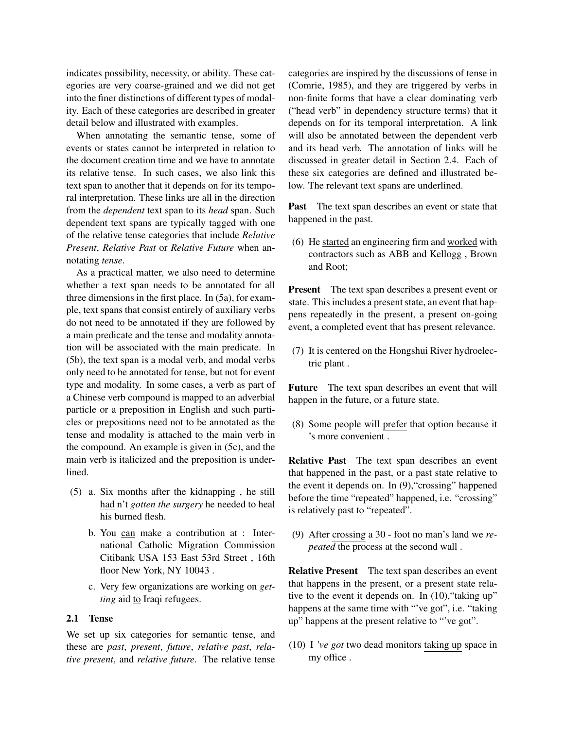indicates possibility, necessity, or ability. These categories are very coarse-grained and we did not get into the finer distinctions of different types of modality. Each of these categories are described in greater detail below and illustrated with examples.

When annotating the semantic tense, some of events or states cannot be interpreted in relation to the document creation time and we have to annotate its relative tense. In such cases, we also link this text span to another that it depends on for its temporal interpretation. These links are all in the direction from the *dependent* text span to its *head* span. Such dependent text spans are typically tagged with one of the relative tense categories that include *Relative Present*, *Relative Past* or *Relative Future* when annotating *tense*.

As a practical matter, we also need to determine whether a text span needs to be annotated for all three dimensions in the first place. In (5a), for example, text spans that consist entirely of auxiliary verbs do not need to be annotated if they are followed by a main predicate and the tense and modality annotation will be associated with the main predicate. In (5b), the text span is a modal verb, and modal verbs only need to be annotated for tense, but not for event type and modality. In some cases, a verb as part of a Chinese verb compound is mapped to an adverbial particle or a preposition in English and such particles or prepositions need not to be annotated as the tense and modality is attached to the main verb in the compound. An example is given in (5c), and the main verb is italicized and the preposition is underlined.

(5) a. Six months after the kidnapping , he still <u>had</u> n't *gotten the surgery* he needed to heal his burned flesh.

b. You <u>can</u> make a contribution at : International Catholic Migration Commission Citibank USA 153 East 53rd Street , 16th floor New York, NY 10043 .

c. Very few organizations are working on *getting* aid <u>to</u> Iraqi refugees.

## 2.1 Tense

We set up six categories for semantic tense, and these are *past*, *present*, *future*, *relative past*, *relative present*, and *relative future*. The relative tense categories are inspired by the discussions of tense in (Comrie, 1985), and they are triggered by verbs in non-finite forms that have a clear dominating verb ("head verb" in dependency structure terms) that it depends on for its temporal interpretation. A link will also be annotated between the dependent verb and its head verb. The annotation of links will be discussed in greater detail in Section 2.4. Each of these six categories are defined and illustrated below. The relevant text spans are underlined.

**Past** The text span describes an event or state that happened in the past.

(6) He <u>started</u> an engineering firm and <u>worked</u> with contractors such as ABB and Kellogg , Brown and Root;

**Present** The text span describes a present event or state. This includes a present state, an event that happens repeatedly in the present, a present on-going event, a completed event that has present relevance.

(7) It <u>is centered</u> on the Hongshui River hydroelectric plant .

**Future** The text span describes an event that will happen in the future, or a future state.

(8) Some people will <u>prefer</u> that option because it 's more convenient .

**Relative Past** The text span describes an event that happened in the past, or a past state relative to the event it depends on. In (9),"crossing" happened before the time "repeated" happened, i.e. "crossing" is relatively past to "repeated".

(9) After <u>crossing</u> a 30 - foot no man's land we *repeated* the process at the second wall .

**Relative Present** The text span describes an event that happens in the present, or a present state relative to the event it depends on. In (10),"taking up" happens at the same time with "'ve got", i.e. "taking up" happens at the present relative to "'ve got".

(10) I *'ve got* two dead monitors <u>taking up</u> space in my office .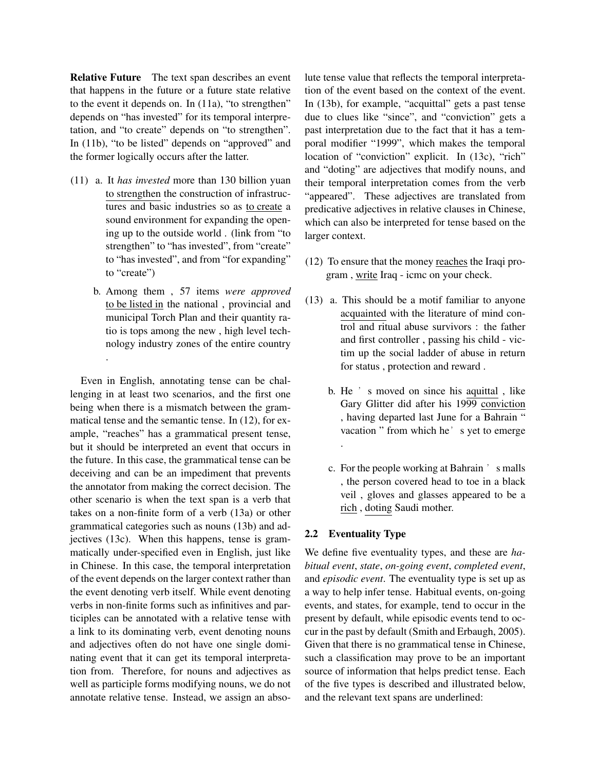**Relative Future** The text span describes an event that happens in the future or a future state relative to the event it depends on. In (11a), "to strengthen" depends on "has invested" for its temporal interpretation, and "to create" depends on "to strengthen". In (11b), "to be listed" depends on "approved" and the former logically occurs after the latter.

(11) a. It *has invested* more than 130 billion yuan to strengthen the construction of infrastructures and basic industries so as to create a sound environment for expanding the opening up to the outside world . (link from "to strengthen" to "has invested", from "create" to "has invested", and from "for expanding" to "create")

b. Among them , 57 items *were approved* to be listed in the national , provincial and municipal Torch Plan and their quantity ratio is tops among the new , high level technology industry zones of the entire country .

Even in English, annotating tense can be challenging in at least two scenarios, and the first one being when there is a mismatch between the grammatical tense and the semantic tense. In (12), for example, "reaches" has a grammatical present tense, but it should be interpreted an event that occurs in the future. In this case, the grammatical tense can be deceiving and can be an impediment that prevents the annotator from making the correct decision. The other scenario is when the text span is a verb that takes on a non-finite form of a verb (13a) or other grammatical categories such as nouns (13b) and adjectives (13c). When this happens, tense is grammatically under-specified even in English, just like in Chinese. In this case, the temporal interpretation of the event depends on the larger context rather than the event denoting verb itself. While event denoting verbs in non-finite forms such as infinitives and participles can be annotated with a relative tense with a link to its dominating verb, event denoting nouns and adjectives often do not have one single dominating event that it can get its temporal interpretation from. Therefore, for nouns and adjectives as well as participle forms modifying nouns, we do not annotate relative tense. Instead, we assign an absolute tense value that reflects the temporal interpretation of the event based on the context of the event. In (13b), for example, "acquittal" gets a past tense due to clues like "since", and "conviction" gets a past interpretation due to the fact that it has a temporal modifier "1999", which makes the temporal location of "conviction" explicit. In (13c), "rich" and "doting" are adjectives that modify nouns, and their temporal interpretation comes from the verb "appeared". These adjectives are translated from predicative adjectives in relative clauses in Chinese, which can also be interpreted for tense based on the larger context.

(12) To ensure that the money reaches the Iraqi program , write Iraq - icmc on your check.

(13) a. This should be a motif familiar to anyone acquainted with the literature of mind control and ritual abuse survivors : the father and first controller , passing his child - victim up the social ladder of abuse in return for status , protection and reward .

b. He ' s moved on since his aquittal , like Gary Glitter did after his 1999 conviction , having departed last June for a Bahrain " vacation " from which he' s yet to emerge .

c. For the people working at Bahrain ' s malls , the person covered head to toe in a black veil , gloves and glasses appeared to be a rich , doting Saudi mother.

## 2.2 Eventuality Type

We define five eventuality types, and these are *habitual event*, *state*, *on-going event*, *completed event*, and *episodic event*. The eventuality type is set up as a way to help infer tense. Habitual events, on-going events, and states, for example, tend to occur in the present by default, while episodic events tend to occur in the past by default (Smith and Erbaugh, 2005). Given that there is no grammatical tense in Chinese, such a classification may prove to be an important source of information that helps predict tense. Each of the five types is described and illustrated below, and the relevant text spans are underlined: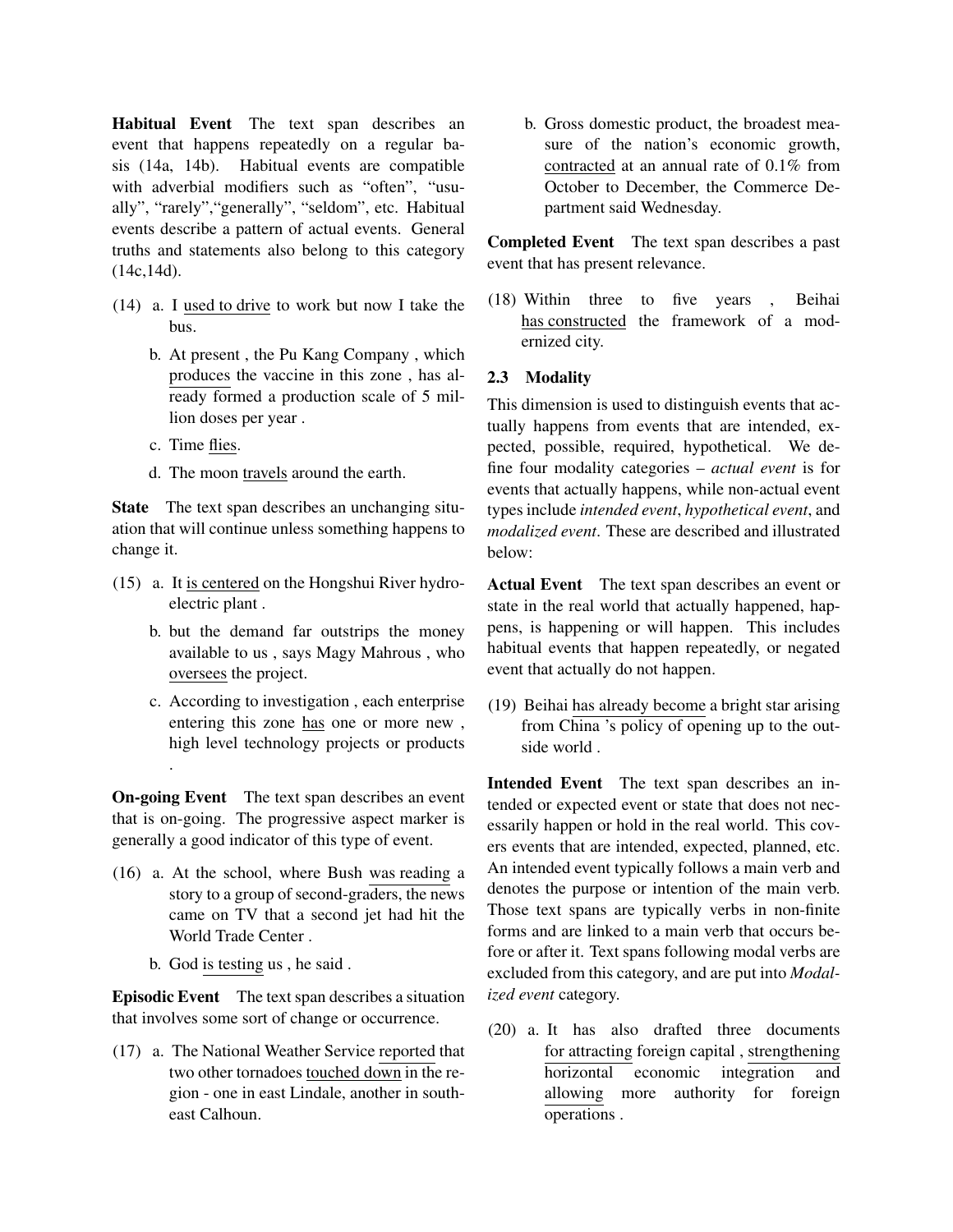**Habitual Event** The text span describes an event that happens repeatedly on a regular basis (14a, 14b). Habitual events are compatible with adverbial modifiers such as "often", "usually", "rarely","generally", "seldom", etc. Habitual events describe a pattern of actual events. General truths and statements also belong to this category (14c,14d).

(14) a. I used to drive to work but now I take the bus.

b. At present , the Pu Kang Company , which produces the vaccine in this zone , has already formed a production scale of 5 million doses per year .

c. Time flies.

d. The moon travels around the earth.

**State** The text span describes an unchanging situation that will continue unless something happens to change it.

(15) a. It is centered on the Hongshui River hydroelectric plant .

b. but the demand far outstrips the money available to us , says Magy Mahrous , who oversees the project.

c. According to investigation , each enterprise entering this zone has one or more new , high level technology projects or products .

**On-going Event** The text span describes an event that is on-going. The progressive aspect marker is generally a good indicator of this type of event.

(16) a. At the school, where Bush was reading a story to a group of second-graders, the news came on TV that a second jet had hit the World Trade Center .

b. God is testing us , he said .

**Episodic Event** The text span describes a situation that involves some sort of change or occurrence.

(17) a. The National Weather Service reported that two other tornadoes touched down in the region - one in east Lindale, another in southeast Calhoun.

b. Gross domestic product, the broadest measure of the nation's economic growth, contracted at an annual rate of 0.1% from October to December, the Commerce Department said Wednesday.

**Completed Event** The text span describes a past event that has present relevance.

(18) Within three to five years , Beihai has constructed the framework of a modernized city.

### 2.3 Modality

This dimension is used to distinguish events that actually happens from events that are intended, expected, possible, required, hypothetical. We define four modality categories – *actual event* is for events that actually happens, while non-actual event types include *intended event*, *hypothetical event*, and *modalized event*. These are described and illustrated below:

**Actual Event** The text span describes an event or state in the real world that actually happened, happens, is happening or will happen. This includes habitual events that happen repeatedly, or negated event that actually do not happen.

(19) Beihai has already become a bright star arising from China 's policy of opening up to the outside world .

**Intended Event** The text span describes an intended or expected event or state that does not necessarily happen or hold in the real world. This covers events that are intended, expected, planned, etc. An intended event typically follows a main verb and denotes the purpose or intention of the main verb. Those text spans are typically verbs in non-finite forms and are linked to a main verb that occurs before or after it. Text spans following modal verbs are excluded from this category, and are put into *Modalized event* category.

(20) a. It has also drafted three documents for attracting foreign capital , strengthening horizontal economic integration and allowing more authority for foreign operations .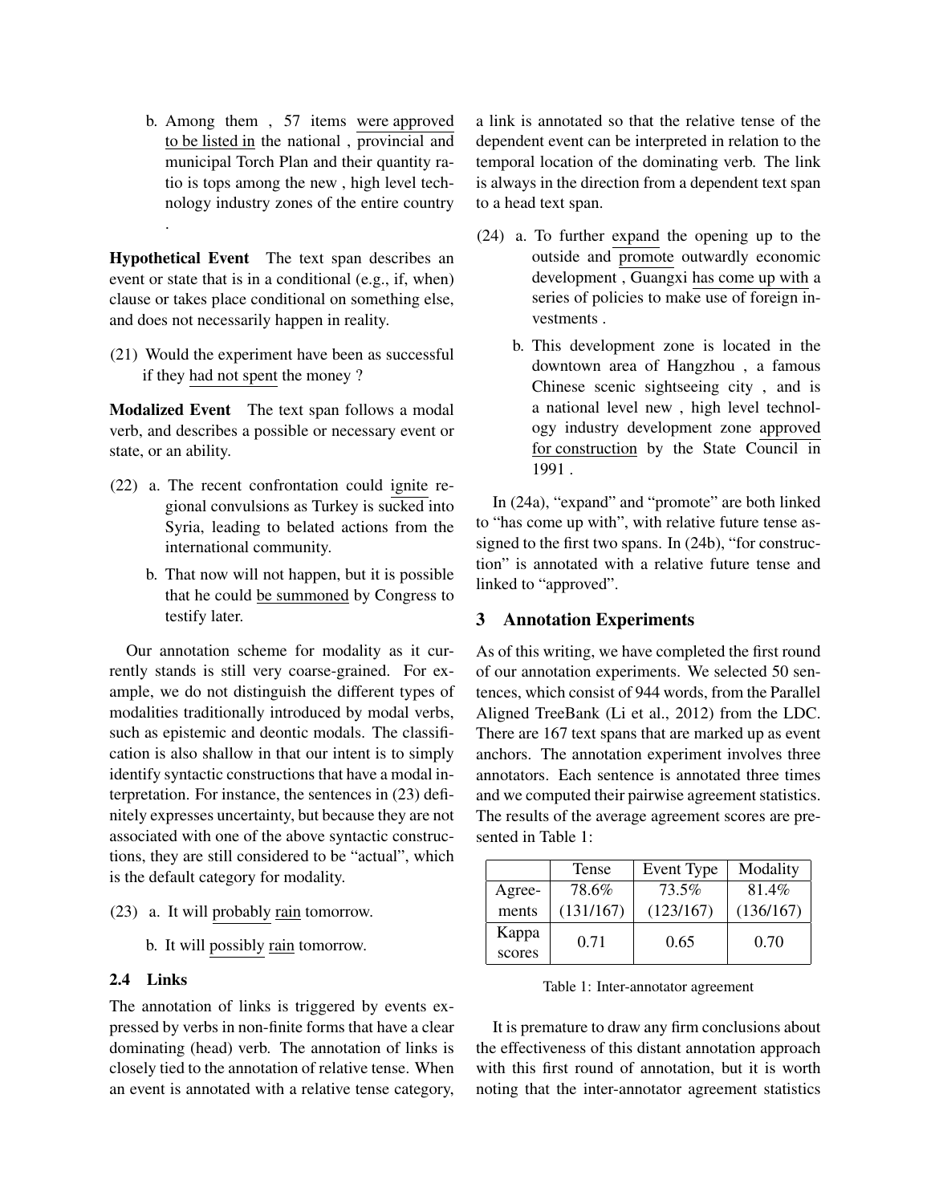b. Among them , 57 items were approved to be listed in the national , provincial and municipal Torch Plan and their quantity ratio is tops among the new , high level technology industry zones of the entire country .

**Hypothetical Event** The text span describes an event or state that is in a conditional (e.g., if, when) clause or takes place conditional on something else, and does not necessarily happen in reality.

(21) Would the experiment have been as successful if they had not spent the money ?

**Modalized Event** The text span follows a modal verb, and describes a possible or necessary event or state, or an ability.

(22) a. The recent confrontation could ignite regional convulsions as Turkey is sucked into Syria, leading to belated actions from the international community.

b. That now will not happen, but it is possible that he could be summoned by Congress to testify later.

Our annotation scheme for modality as it currently stands is still very coarse-grained. For example, we do not distinguish the different types of modalities traditionally introduced by modal verbs, such as epistemic and deontic modals. The classification is also shallow in that our intent is to simply identify syntactic constructions that have a modal interpretation. For instance, the sentences in (23) definitely expresses uncertainty, but because they are not associated with one of the above syntactic constructions, they are still considered to be "actual", which is the default category for modality.

(23) a. It will probably rain tomorrow.

b. It will possibly rain tomorrow.

### 2.4 Links

The annotation of links is triggered by events expressed by verbs in non-finite forms that have a clear dominating (head) verb. The annotation of links is closely tied to the annotation of relative tense. When an event is annotated with a relative tense category, a link is annotated so that the relative tense of the dependent event can be interpreted in relation to the temporal location of the dominating verb. The link is always in the direction from a dependent text span to a head text span.

(24) a. To further expand the opening up to the outside and promote outwardly economic development , Guangxi has come up with a series of policies to make use of foreign investments .

b. This development zone is located in the downtown area of Hangzhou , a famous Chinese scenic sightseeing city , and is a national level new , high level technology industry development zone approved for construction by the State Council in 1991 .

In (24a), "expand" and "promote" are both linked to "has come up with", with relative future tense assigned to the first two spans. In (24b), "for construction" is annotated with a relative future tense and linked to "approved".

## 3 Annotation Experiments

As of this writing, we have completed the first round of our annotation experiments. We selected 50 sentences, which consist of 944 words, from the Parallel Aligned TreeBank (Li et al., 2012) from the LDC. There are 167 text spans that are marked up as event anchors. The annotation experiment involves three annotators. Each sentence is annotated three times and we computed their pairwise agreement statistics. The results of the average agreement scores are presented in Table 1:

| | Tense | Event Type | Modality |
|---|---|---|---|
| Agreements | 78.6% (131/167) | 73.5% (123/167) | 81.4% (136/167) |
| Kappa scores | 0.71 | 0.65 | 0.70 |

Table 1: Inter-annotator agreement

It is premature to draw any firm conclusions about the effectiveness of this distant annotation approach with this first round of annotation, but it is worth noting that the inter-annotator agreement statistics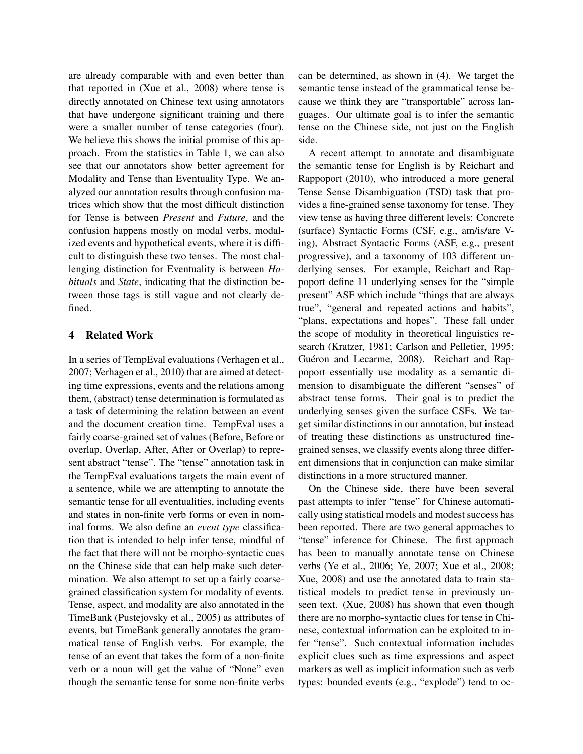are already comparable with and even better than that reported in (Xue et al., 2008) where tense is directly annotated on Chinese text using annotators that have undergone significant training and there were a smaller number of tense categories (four). We believe this shows the initial promise of this approach. From the statistics in Table 1, we can also see that our annotators show better agreement for Modality and Tense than Eventuality Type. We analyzed our annotation results through confusion matrices which show that the most difficult distinction for Tense is between *Present* and *Future*, and the confusion happens mostly on modal verbs, modalized events and hypothetical events, where it is difficult to distinguish these two tenses. The most challenging distinction for Eventuality is between *Habituals* and *State*, indicating that the distinction between those tags is still vague and not clearly defined.

## 4 Related Work

In a series of TempEval evaluations (Verhagen et al., 2007; Verhagen et al., 2010) that are aimed at detecting time expressions, events and the relations among them, (abstract) tense determination is formulated as a task of determining the relation between an event and the document creation time. TempEval uses a fairly coarse-grained set of values (Before, Before or overlap, Overlap, After, After or Overlap) to represent abstract "tense". The "tense" annotation task in the TempEval evaluations targets the main event of a sentence, while we are attempting to annotate the semantic tense for all eventualities, including events and states in non-finite verb forms or even in nominal forms. We also define an *event type* classification that is intended to help infer tense, mindful of the fact that there will not be morpho-syntactic cues on the Chinese side that can help make such determination. We also attempt to set up a fairly coarse-grained classification system for modality of events. Tense, aspect, and modality are also annotated in the TimeBank (Pustejovsky et al., 2005) as attributes of events, but TimeBank generally annotates the grammatical tense of English verbs. For example, the tense of an event that takes the form of a non-finite verb or a noun will get the value of "None" even though the semantic tense for some non-finite verbs can be determined, as shown in (4). We target the semantic tense instead of the grammatical tense because we think they are "transportable" across languages. Our ultimate goal is to infer the semantic tense on the Chinese side, not just on the English side.

A recent attempt to annotate and disambiguate the semantic tense for English is by Reichart and Rappoport (2010), who introduced a more general Tense Sense Disambiguation (TSD) task that provides a fine-grained sense taxonomy for tense. They view tense as having three different levels: Concrete (surface) Syntactic Forms (CSF, e.g., am/is/are V-ing), Abstract Syntactic Forms (ASF, e.g., present progressive), and a taxonomy of 103 different underlying senses. For example, Reichart and Rappoport define 11 underlying senses for the "simple present" ASF which include "things that are always true", "general and repeated actions and habits", "plans, expectations and hopes". These fall under the scope of modality in theoretical linguistics research (Kratzer, 1981; Carlson and Pelletier, 1995; Guéron and Lecarme, 2008). Reichart and Rappoport essentially use modality as a semantic dimension to disambiguate the different "senses" of abstract tense forms. Their goal is to predict the underlying senses given the surface CSFs. We target similar distinctions in our annotation, but instead of treating these distinctions as unstructured fine-grained senses, we classify events along three different dimensions that in conjunction can make similar distinctions in a more structured manner.

On the Chinese side, there have been several past attempts to infer "tense" for Chinese automatically using statistical models and modest success has been reported. There are two general approaches to "tense" inference for Chinese. The first approach has been to manually annotate tense on Chinese verbs (Ye et al., 2006; Ye, 2007; Xue et al., 2008; Xue, 2008) and use the annotated data to train statistical models to predict tense in previously unseen text. (Xue, 2008) has shown that even though there are no morpho-syntactic clues for tense in Chinese, contextual information can be exploited to infer "tense". Such contextual information includes explicit clues such as time expressions and aspect markers as well as implicit information such as verb types: bounded events (e.g., "explode") tend to oc-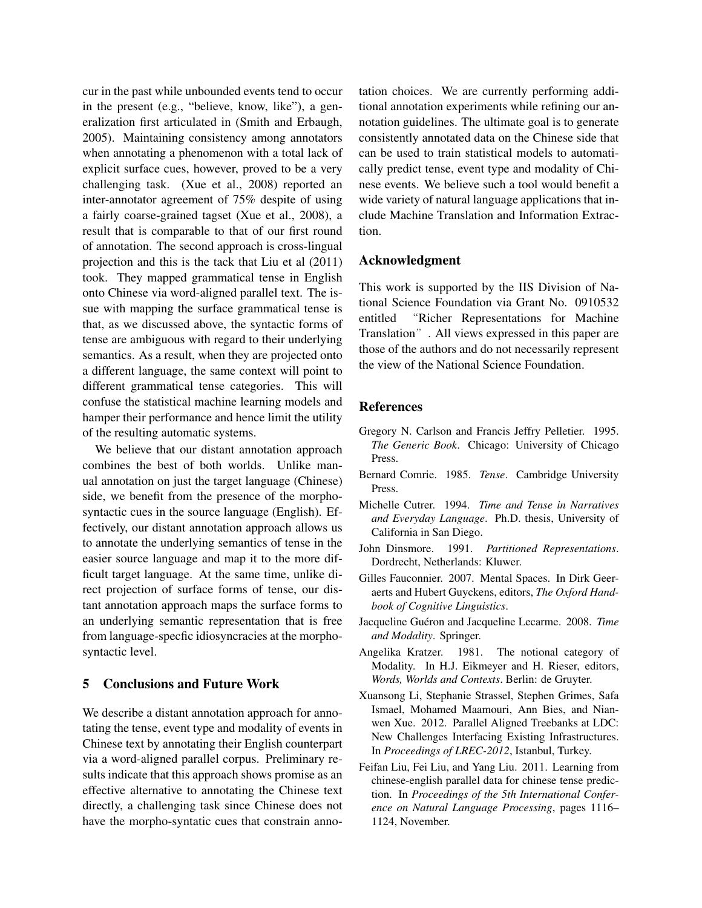cur in the past while unbounded events tend to occur in the present (e.g., "believe, know, like"), a generalization first articulated in (Smith and Erbaugh, 2005). Maintaining consistency among annotators when annotating a phenomenon with a total lack of explicit surface cues, however, proved to be a very challenging task. (Xue et al., 2008) reported an inter-annotator agreement of 75% despite of using a fairly coarse-grained tagset (Xue et al., 2008), a result that is comparable to that of our first round of annotation. The second approach is cross-lingual projection and this is the tack that Liu et al (2011) took. They mapped grammatical tense in English onto Chinese via word-aligned parallel text. The issue with mapping the surface grammatical tense is that, as we discussed above, the syntactic forms of tense are ambiguous with regard to their underlying semantics. As a result, when they are projected onto a different language, the same context will point to different grammatical tense categories. This will confuse the statistical machine learning models and hamper their performance and hence limit the utility of the resulting automatic systems.

We believe that our distant annotation approach combines the best of both worlds. Unlike manual annotation on just the target language (Chinese) side, we benefit from the presence of the morphosyntactic cues in the source language (English). Effectively, our distant annotation approach allows us to annotate the underlying semantics of tense in the easier source language and map it to the more difficult target language. At the same time, unlike direct projection of surface forms of tense, our distant annotation approach maps the surface forms to an underlying semantic representation that is free from language-specfic idiosyncracies at the morphosyntactic level.

## 5 Conclusions and Future Work

We describe a distant annotation approach for annotating the tense, event type and modality of events in Chinese text by annotating their English counterpart via a word-aligned parallel corpus. Preliminary results indicate that this approach shows promise as an effective alternative to annotating the Chinese text directly, a challenging task since Chinese does not have the morpho-syntatic cues that constrain annotation choices. We are currently performing additional annotation experiments while refining our annotation guidelines. The ultimate goal is to generate consistently annotated data on the Chinese side that can be used to train statistical models to automatically predict tense, event type and modality of Chinese events. We believe such a tool would benefit a wide variety of natural language applications that include Machine Translation and Information Extraction.

## Acknowledgment

This work is supported by the IIS Division of National Science Foundation via Grant No. 0910532 entitled "Richer Representations for Machine Translation". All views expressed in this paper are those of the authors and do not necessarily represent the view of the National Science Foundation.

## References

Gregory N. Carlson and Francis Jeffry Pelletier. 1995. *The Generic Book*. Chicago: University of Chicago Press.

Bernard Comrie. 1985. *Tense*. Cambridge University Press.

Michelle Cutrer. 1994. *Time and Tense in Narratives and Everyday Language*. Ph.D. thesis, University of California in San Diego.

John Dinsmore. 1991. *Partitioned Representations*. Dordrecht, Netherlands: Kluwer.

Gilles Fauconnier. 2007. Mental Spaces. In Dirk Geeraerts and Hubert Guyckens, editors, *The Oxford Handbook of Cognitive Linguistics*.

Jacqueline Guéron and Jacqueline Lecarme. 2008. *Time and Modality*. Springer.

Angelika Kratzer. 1981. The notional category of Modality. In H.J. Eikmeyer and H. Rieser, editors, *Words, Worlds and Contexts*. Berlin: de Gruyter.

Xuansong Li, Stephanie Strassel, Stephen Grimes, Safa Ismael, Mohamed Maamouri, Ann Bies, and Nianwen Xue. 2012. Parallel Aligned Treebanks at LDC: New Challenges Interfacing Existing Infrastructures. In *Proceedings of LREC-2012*, Istanbul, Turkey.

Feifan Liu, Fei Liu, and Yang Liu. 2011. Learning from chinese-english parallel data for chinese tense prediction. In *Proceedings of the 5th International Conference on Natural Language Processing*, pages 1116–1124, November.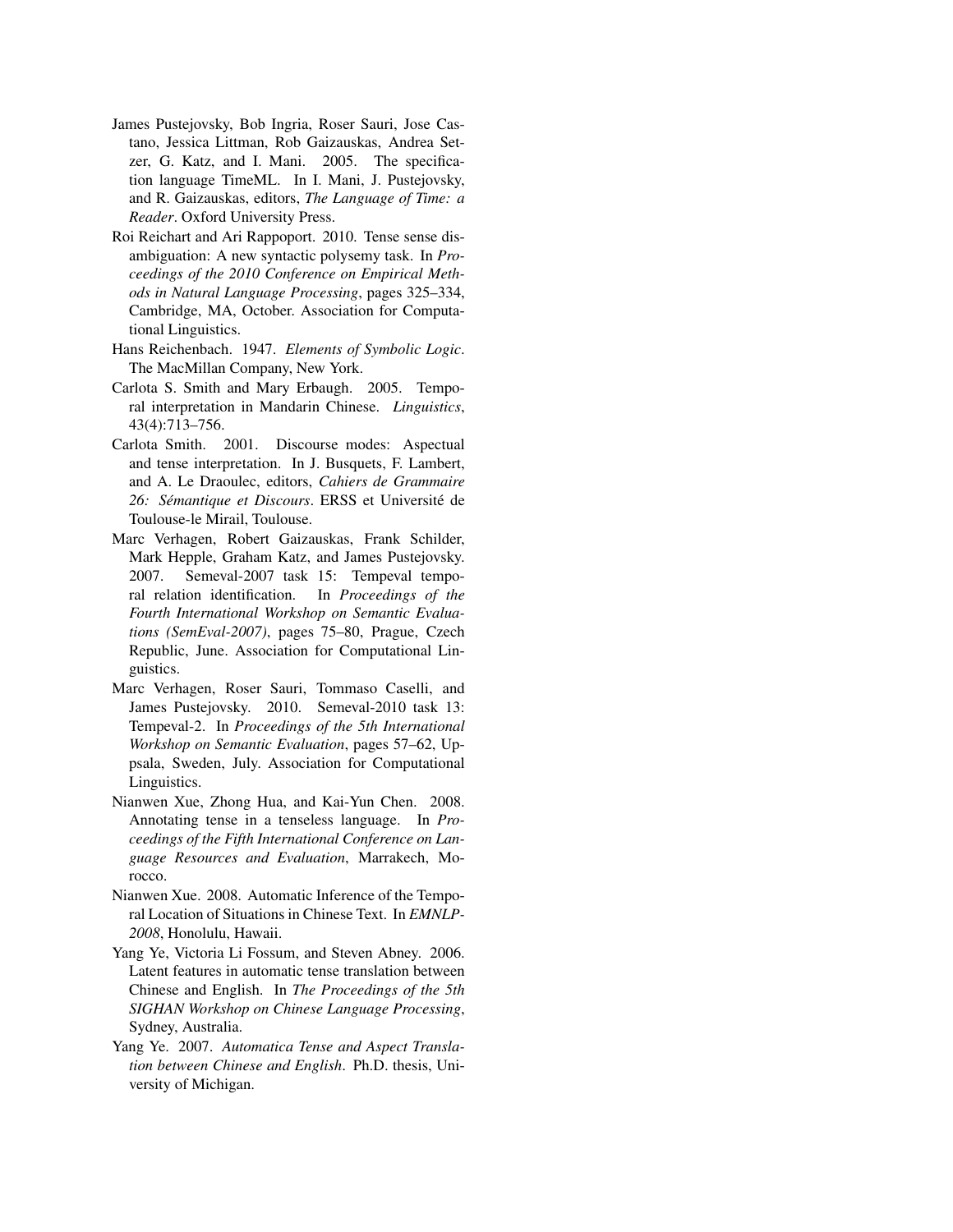James Pustejovsky, Bob Ingria, Roser Sauri, Jose Castano, Jessica Littman, Rob Gaizauskas, Andrea Setzer, G. Katz, and I. Mani. 2005. The specification language TimeML. In I. Mani, J. Pustejovsky, and R. Gaizauskas, editors, *The Language of Time: a Reader*. Oxford University Press.

Roi Reichart and Ari Rappoport. 2010. Tense sense disambiguation: A new syntactic polysemy task. In *Proceedings of the 2010 Conference on Empirical Methods in Natural Language Processing*, pages 325–334, Cambridge, MA, October. Association for Computational Linguistics.

Hans Reichenbach. 1947. *Elements of Symbolic Logic*. The MacMillan Company, New York.

Carlota S. Smith and Mary Erbaugh. 2005. Temporal interpretation in Mandarin Chinese. *Linguistics*, 43(4):713–756.

Carlota Smith. 2001. Discourse modes: Aspectual and tense interpretation. In J. Busquets, F. Lambert, and A. Le Draoulec, editors, *Cahiers de Grammaire 26: Sémantique et Discours*. ERSS et Université de Toulouse-le Mirail, Toulouse.

Marc Verhagen, Robert Gaizauskas, Frank Schilder, Mark Hepple, Graham Katz, and James Pustejovsky. 2007. Semeval-2007 task 15: Tempeval temporal relation identification. In *Proceedings of the Fourth International Workshop on Semantic Evaluations (SemEval-2007)*, pages 75–80, Prague, Czech Republic, June. Association for Computational Linguistics.

Marc Verhagen, Roser Sauri, Tommaso Caselli, and James Pustejovsky. 2010. Semeval-2010 task 13: Tempeval-2. In *Proceedings of the 5th International Workshop on Semantic Evaluation*, pages 57–62, Uppsala, Sweden, July. Association for Computational Linguistics.

Nianwen Xue, Zhong Hua, and Kai-Yun Chen. 2008. Annotating tense in a tenseless language. In *Proceedings of the Fifth International Conference on Language Resources and Evaluation*, Marrakech, Morocco.

Nianwen Xue. 2008. Automatic Inference of the Temporal Location of Situations in Chinese Text. In *EMNLP-2008*, Honolulu, Hawaii.

Yang Ye, Victoria Li Fossum, and Steven Abney. 2006. Latent features in automatic tense translation between Chinese and English. In *The Proceedings of the 5th SIGHAN Workshop on Chinese Language Processing*, Sydney, Australia.

Yang Ye. 2007. *Automatica Tense and Aspect Translation between Chinese and English*. Ph.D. thesis, University of Michigan.